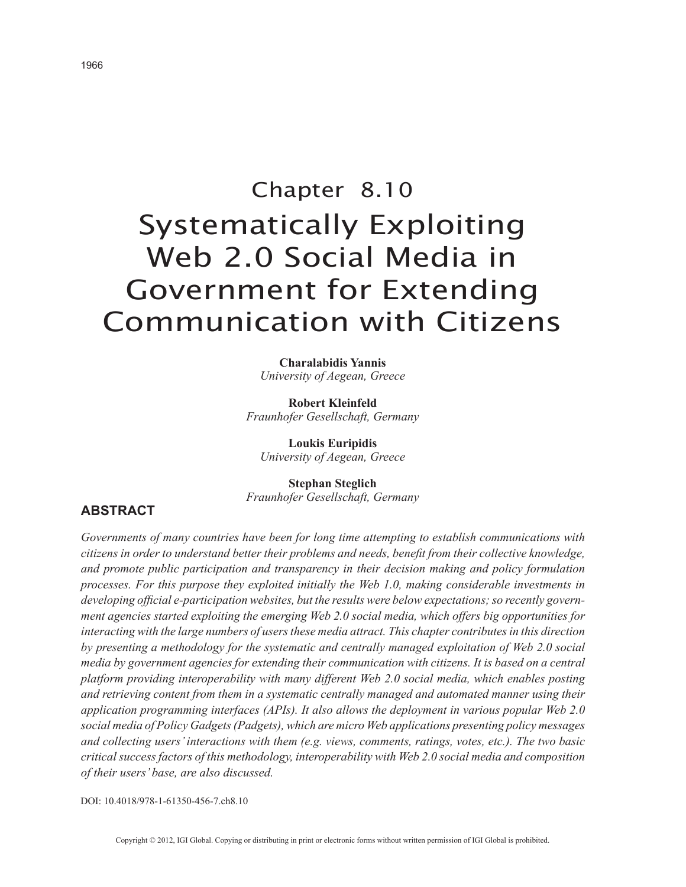# Chapter 8.10
# Systematically Exploiting Web 2.0 Social Media in Government for Extending Communication with Citizens

**Charalabidis Yannis**
*University of Aegean, Greece*

**Robert Kleinfeld**
*Fraunhofer Gesellschaft, Germany*

**Loukis Euripidis**
*University of Aegean, Greece*

**Stephan Steglich**
*Fraunhofer Gesellschaft, Germany*

## ABSTRACT

*Governments of many countries have been for long time attempting to establish communications with citizens in order to understand better their problems and needs, benefit from their collective knowledge, and promote public participation and transparency in their decision making and policy formulation processes. For this purpose they exploited initially the Web 1.0, making considerable investments in developing official e-participation websites, but the results were below expectations; so recently government agencies started exploiting the emerging Web 2.0 social media, which offers big opportunities for interacting with the large numbers of users these media attract. This chapter contributes in this direction by presenting a methodology for the systematic and centrally managed exploitation of Web 2.0 social media by government agencies for extending their communication with citizens. It is based on a central platform providing interoperability with many different Web 2.0 social media, which enables posting and retrieving content from them in a systematic centrally managed and automated manner using their application programming interfaces (APIs). It also allows the deployment in various popular Web 2.0 social media of Policy Gadgets (Padgets), which are micro Web applications presenting policy messages and collecting users' interactions with them (e.g. views, comments, ratings, votes, etc.). The two basic critical success factors of this methodology, interoperability with Web 2.0 social media and composition of their users' base, are also discussed.*

DOI: 10.4018/978-1-61350-456-7.ch8.10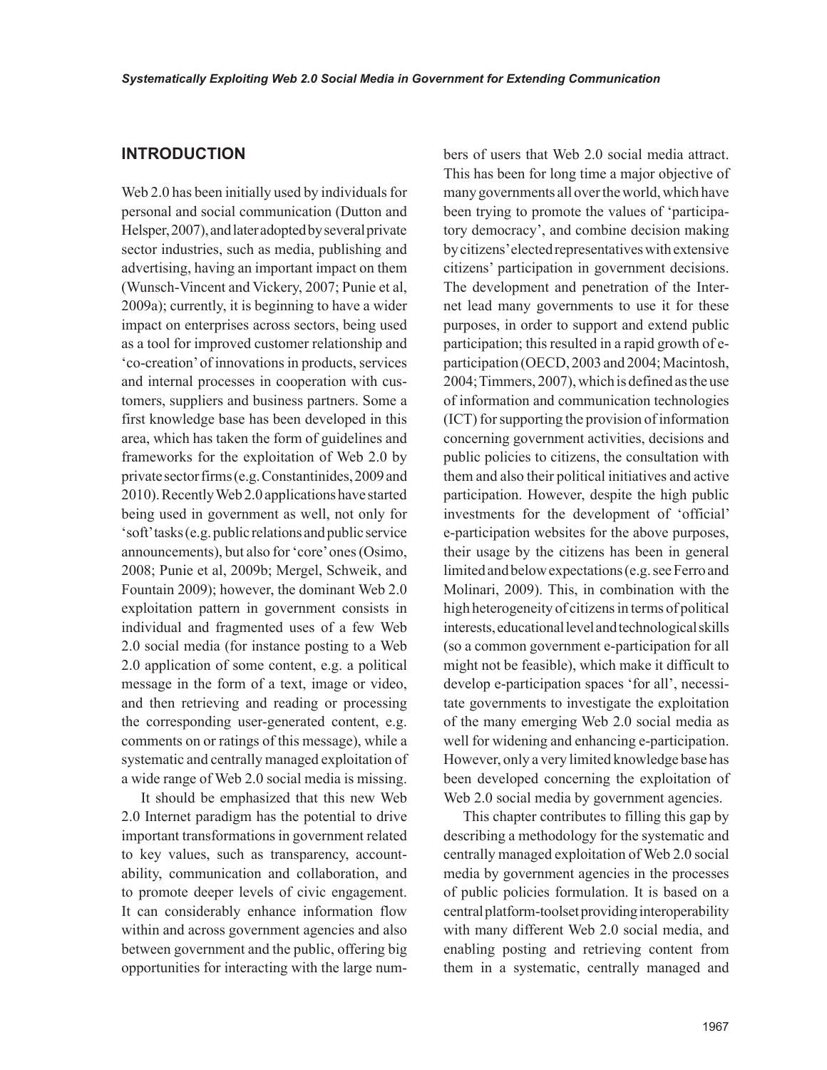## INTRODUCTION

Web 2.0 has been initially used by individuals for personal and social communication (Dutton and Helsper, 2007), and later adopted by several private sector industries, such as media, publishing and advertising, having an important impact on them (Wunsch-Vincent and Vickery, 2007; Punie et al, 2009a); currently, it is beginning to have a wider impact on enterprises across sectors, being used as a tool for improved customer relationship and 'co-creation' of innovations in products, services and internal processes in cooperation with customers, suppliers and business partners. Some a first knowledge base has been developed in this area, which has taken the form of guidelines and frameworks for the exploitation of Web 2.0 by private sector firms (e.g. Constantinides, 2009 and 2010). Recently Web 2.0 applications have started being used in government as well, not only for 'soft' tasks (e.g. public relations and public service announcements), but also for 'core' ones (Osimo, 2008; Punie et al, 2009b; Mergel, Schweik, and Fountain 2009); however, the dominant Web 2.0 exploitation pattern in government consists in individual and fragmented uses of a few Web 2.0 social media (for instance posting to a Web 2.0 application of some content, e.g. a political message in the form of a text, image or video, and then retrieving and reading or processing the corresponding user-generated content, e.g. comments on or ratings of this message), while a systematic and centrally managed exploitation of a wide range of Web 2.0 social media is missing.

It should be emphasized that this new Web 2.0 Internet paradigm has the potential to drive important transformations in government related to key values, such as transparency, accountability, communication and collaboration, and to promote deeper levels of civic engagement. It can considerably enhance information flow within and across government agencies and also between government and the public, offering big opportunities for interacting with the large numbers of users that Web 2.0 social media attract. This has been for long time a major objective of many governments all over the world, which have been trying to promote the values of 'participatory democracy', and combine decision making by citizens' elected representatives with extensive citizens' participation in government decisions. The development and penetration of the Internet lead many governments to use it for these purposes, in order to support and extend public participation; this resulted in a rapid growth of e-participation (OECD, 2003 and 2004; Macintosh, 2004; Timmers, 2007), which is defined as the use of information and communication technologies (ICT) for supporting the provision of information concerning government activities, decisions and public policies to citizens, the consultation with them and also their political initiatives and active participation. However, despite the high public investments for the development of 'official' e-participation websites for the above purposes, their usage by the citizens has been in general limited and below expectations (e.g. see Ferro and Molinari, 2009). This, in combination with the high heterogeneity of citizens in terms of political interests, educational level and technological skills (so a common government e-participation for all might not be feasible), which make it difficult to develop e-participation spaces 'for all', necessitate governments to investigate the exploitation of the many emerging Web 2.0 social media as well for widening and enhancing e-participation. However, only a very limited knowledge base has been developed concerning the exploitation of Web 2.0 social media by government agencies.

This chapter contributes to filling this gap by describing a methodology for the systematic and centrally managed exploitation of Web 2.0 social media by government agencies in the processes of public policies formulation. It is based on a central platform-toolset providing interoperability with many different Web 2.0 social media, and enabling posting and retrieving content from them in a systematic, centrally managed and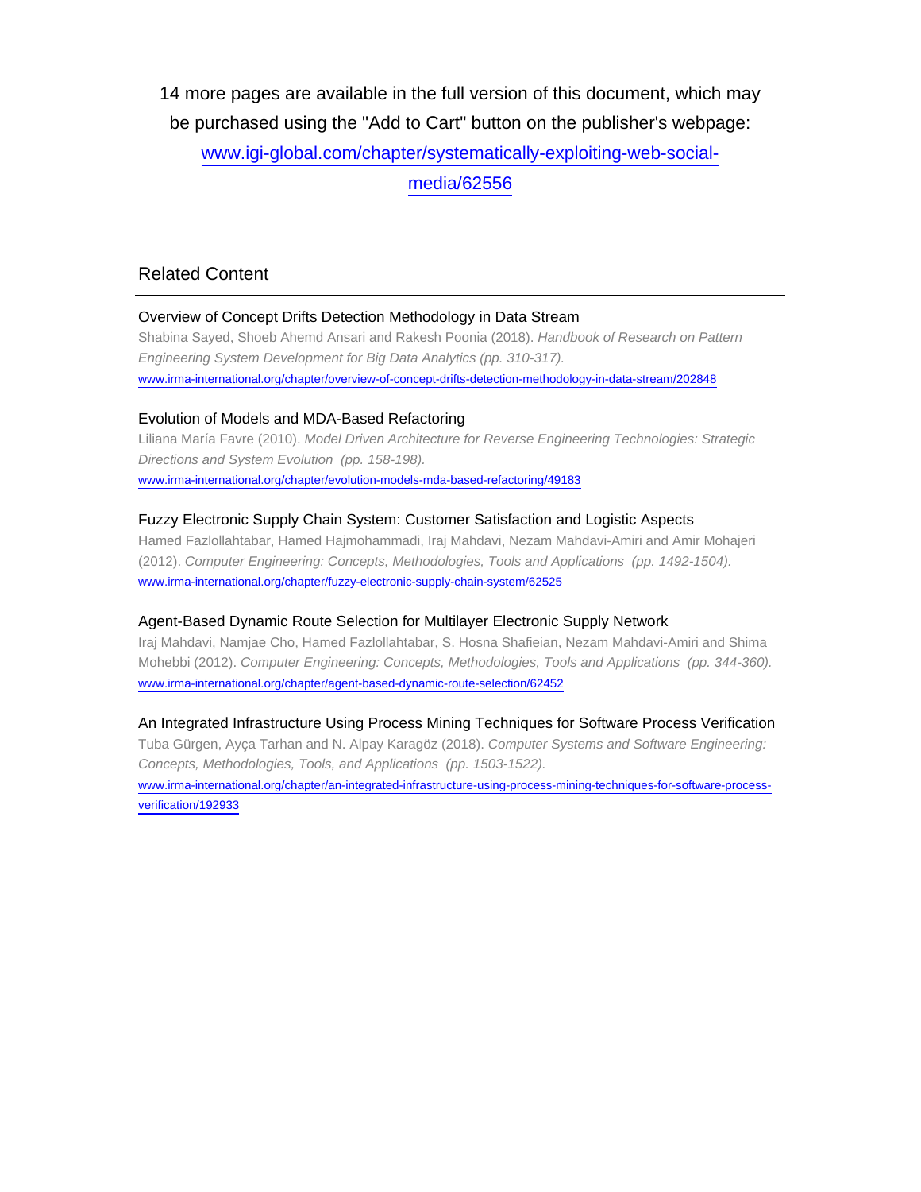14 more pages are available in the full version of this document, which may be purchased using the "Add to Cart" button on the publisher's webpage:
www.igi-global.com/chapter/systematically-exploiting-web-social-media/62556

## Related Content

Overview of Concept Drifts Detection Methodology in Data Stream
Shabina Sayed, Shoeb Ahemd Ansari and Rakesh Poonia (2018). *Handbook of Research on Pattern Engineering System Development for Big Data Analytics (pp. 310-317).*
www.irma-international.org/chapter/overview-of-concept-drifts-detection-methodology-in-data-stream/202848

Evolution of Models and MDA-Based Refactoring
Liliana María Favre (2010). *Model Driven Architecture for Reverse Engineering Technologies: Strategic Directions and System Evolution (pp. 158-198).*
www.irma-international.org/chapter/evolution-models-mda-based-refactoring/49183

Fuzzy Electronic Supply Chain System: Customer Satisfaction and Logistic Aspects
Hamed Fazlollahtabar, Hamed Hajmohammadi, Iraj Mahdavi, Nezam Mahdavi-Amiri and Amir Mohajeri (2012). *Computer Engineering: Concepts, Methodologies, Tools and Applications (pp. 1492-1504).*
www.irma-international.org/chapter/fuzzy-electronic-supply-chain-system/62525

Agent-Based Dynamic Route Selection for Multilayer Electronic Supply Network
Iraj Mahdavi, Namjae Cho, Hamed Fazlollahtabar, S. Hosna Shafieian, Nezam Mahdavi-Amiri and Shima Mohebbi (2012). *Computer Engineering: Concepts, Methodologies, Tools and Applications (pp. 344-360).*
www.irma-international.org/chapter/agent-based-dynamic-route-selection/62452

An Integrated Infrastructure Using Process Mining Techniques for Software Process Verification
Tuba Gürgen, Ayça Tarhan and N. Alpay Karagöz (2018). *Computer Systems and Software Engineering: Concepts, Methodologies, Tools, and Applications (pp. 1503-1522).*
www.irma-international.org/chapter/an-integrated-infrastructure-using-process-mining-techniques-for-software-process-verification/192933